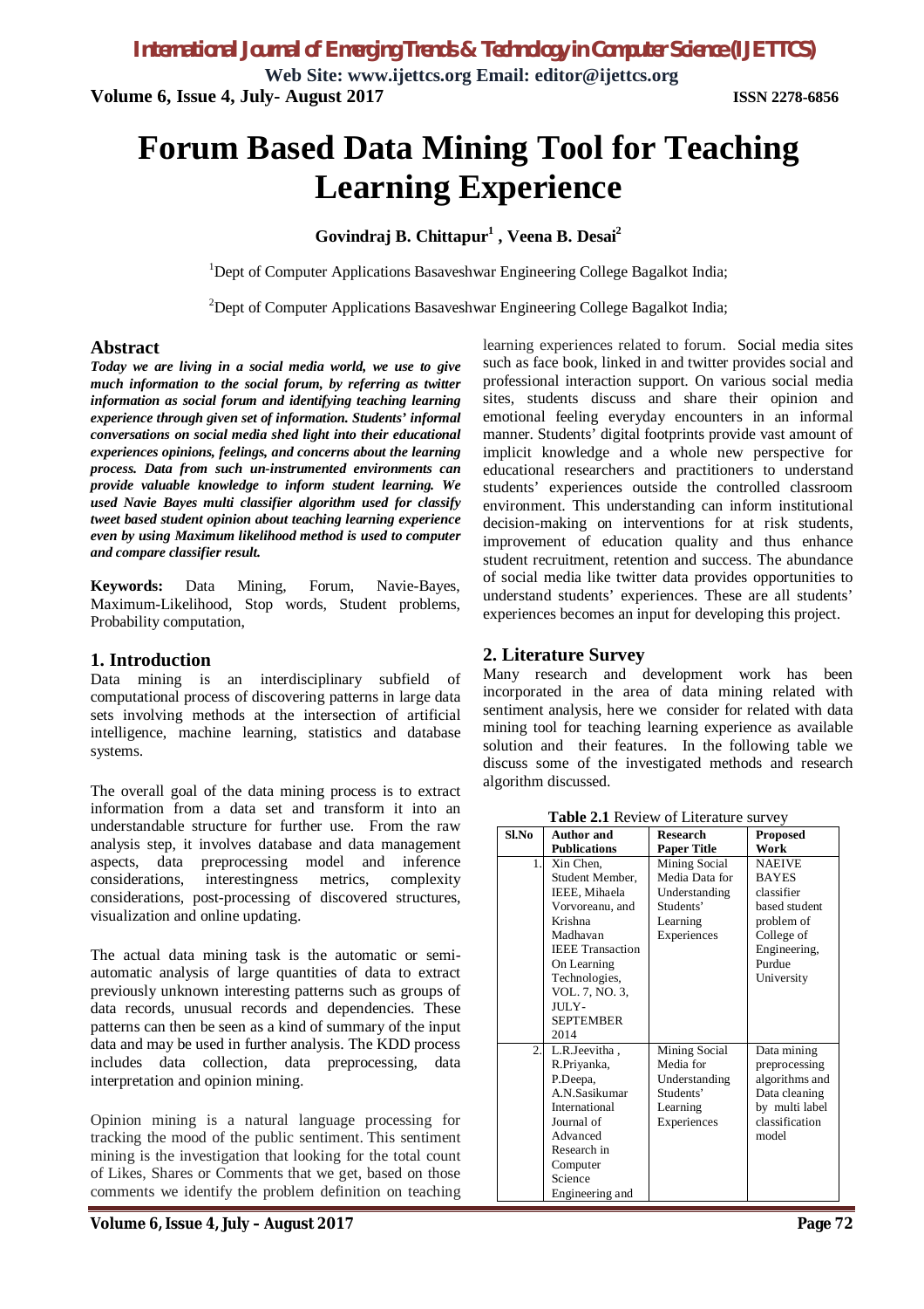# Forum Based Data Mining Tool for Teaching Learning Experience

**Govindraj B. Chittapur[1] , Veena B. Desai[2]**

[1]Dept of Computer Applications Basaveshwar Engineering College Bagalkot India;

[2]Dept of Computer Applications Basaveshwar Engineering College Bagalkot India;

## Abstract

***Today we are living in a social media world, we use to give much information to the social forum, by referring as twitter information as social forum and identifying teaching learning experience through given set of information. Students' informal conversations on social media shed light into their educational experiences opinions, feelings, and concerns about the learning process. Data from such un-instrumented environments can provide valuable knowledge to inform student learning. We used Navie Bayes multi classifier algorithm used for classify tweet based student opinion about teaching learning experience even by using Maximum likelihood method is used to computer and compare classifier result.***

**Keywords:** Data Mining, Forum, Navie-Bayes, Maximum-Likelihood, Stop words, Student problems, Probability computation,

## 1. Introduction

Data mining is an interdisciplinary subfield of computational process of discovering patterns in large data sets involving methods at the intersection of artificial intelligence, machine learning, statistics and database systems.

The overall goal of the data mining process is to extract information from a data set and transform it into an understandable structure for further use. From the raw analysis step, it involves database and data management aspects, data preprocessing model and inference considerations, interestingness metrics, complexity considerations, post-processing of discovered structures, visualization and online updating.

The actual data mining task is the automatic or semi-automatic analysis of large quantities of data to extract previously unknown interesting patterns such as groups of data records, unusual records and dependencies. These patterns can then be seen as a kind of summary of the input data and may be used in further analysis. The KDD process includes data collection, data preprocessing, data interpretation and opinion mining.

Opinion mining is a natural language processing for tracking the mood of the public sentiment. This sentiment mining is the investigation that looking for the total count of Likes, Shares or Comments that we get, based on those comments we identify the problem definition on teaching learning experiences related to forum. Social media sites such as face book, linked in and twitter provides social and professional interaction support. On various social media sites, students discuss and share their opinion and emotional feeling everyday encounters in an informal manner. Students' digital footprints provide vast amount of implicit knowledge and a whole new perspective for educational researchers and practitioners to understand students' experiences outside the controlled classroom environment. This understanding can inform institutional decision-making on interventions for at risk students, improvement of education quality and thus enhance student recruitment, retention and success. The abundance of social media like twitter data provides opportunities to understand students' experiences. These are all students' experiences becomes an input for developing this project.

## 2. Literature Survey

Many research and development work has been incorporated in the area of data mining related with sentiment analysis, here we consider for related with data mining tool for teaching learning experience as available solution and their features. In the following table we discuss some of the investigated methods and research algorithm discussed.

**Table 2.1** Review of Literature survey

| Sl.No | Author and Publications | Research Paper Title | Proposed Work |
|---|---|---|---|
| 1. | Xin Chen, Student Member, IEEE, Mihaela Vorvoreanu, and Krishna Madhavan IEEE Transaction On Learning Technologies, VOL. 7, NO. 3, JULY-SEPTEMBER 2014 | Mining Social Media Data for Understanding Students' Learning Experiences | NAEIVE BAYES classifier based student problem of College of Engineering, Purdue University |
| 2. | L.R.Jeevitha , R.Priyanka, P.Deepa, A.N.Sasikumar International Journal of Advanced Research in Computer Science Engineering and | Mining Social Media for Understanding Students' Learning Experiences | Data mining preprocessing algorithms and Data cleaning by multi label classification model |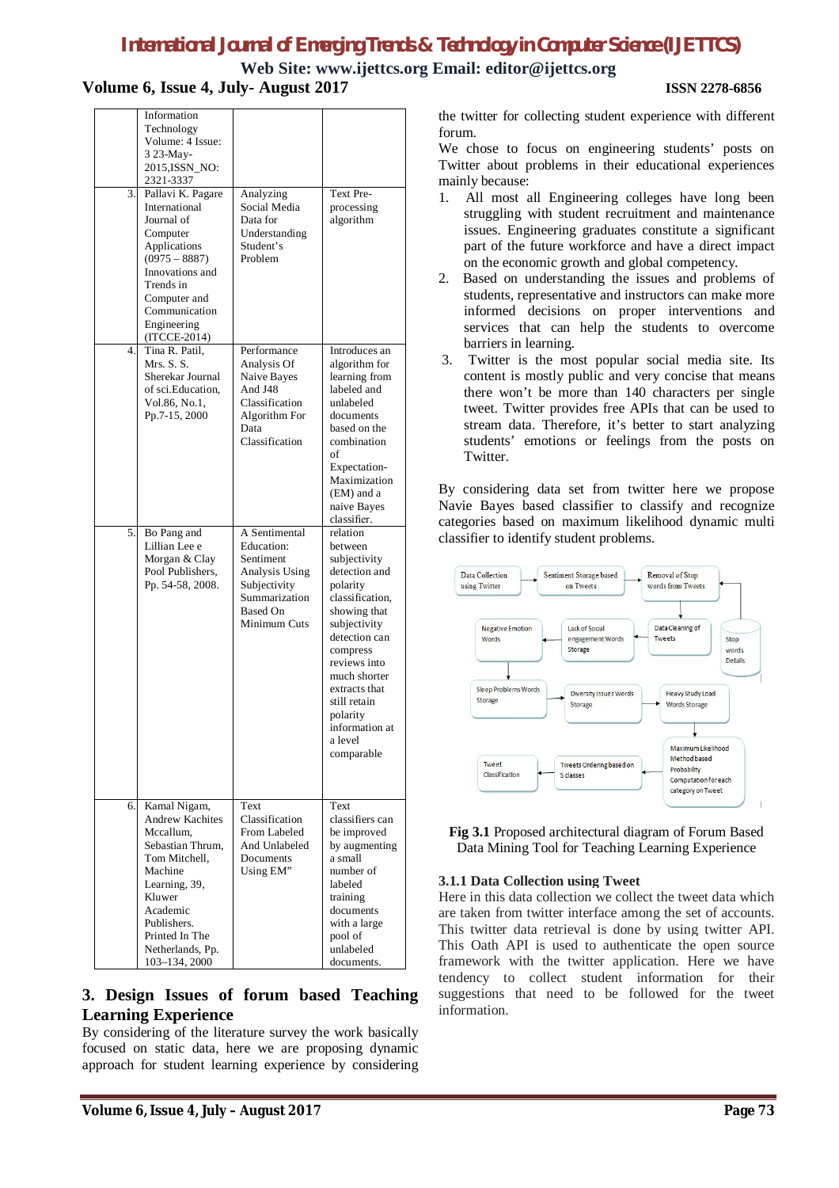| | | | |
|---|---|---|---|
| | Information Technology Volume: 4 Issue: 3 23-May-2015,ISSN_NO: 2321-3337 | | |
| 3. | Pallavi K. Pagare International Journal of Computer Applications (0975 – 8887) Innovations and Trends in Computer and Communication Engineering (ITCCE-2014) | Analyzing Social Media Data for Understanding Student's Problem | Text Pre-processing algorithm |
| 4. | Tina R. Patil, Mrs. S. S. Sherekar Journal of sci.Education, Vol.86, No.1, Pp.7-15, 2000 | Performance Analysis Of Naive Bayes And J48 Classification Algorithm For Data Classification | Introduces an algorithm for learning from labeled and unlabeled documents based on the combination of Expectation-Maximization (EM) and a naive Bayes classifier. |
| 5. | Bo Pang and Lillian Lee e Morgan & Clay Pool Publishers, Pp. 54-58, 2008. | A Sentimental Education: Sentiment Analysis Using Subjectivity Summarization Based On Minimum Cuts | relation between subjectivity detection and polarity classification, showing that subjectivity detection can compress reviews into much shorter extracts that still retain polarity information at a level comparable |
| 6. | Kamal Nigam, Andrew Kachites Mccallum, Sebastian Thrum, Tom Mitchell, Machine Learning, 39, Kluwer Academic Publishers. Printed In The Netherlands, Pp. 103–134, 2000 | Text Classification From Labeled And Unlabeled Documents Using EM" | Text classifiers can be improved by augmenting a small number of labeled training documents with a large pool of unlabeled documents. |

## 3. Design Issues of forum based Teaching Learning Experience

By considering of the literature survey the work basically focused on static data, here we are proposing dynamic approach for student learning experience by considering the twitter for collecting student experience with different forum.

We chose to focus on engineering students' posts on Twitter about problems in their educational experiences mainly because:

1. All most all Engineering colleges have long been struggling with student recruitment and maintenance issues. Engineering graduates constitute a significant part of the future workforce and have a direct impact on the economic growth and global competency.
2. Based on understanding the issues and problems of students, representative and instructors can make more informed decisions on proper interventions and services that can help the students to overcome barriers in learning.
3. Twitter is the most popular social media site. Its content is mostly public and very concise that means there won't be more than 140 characters per single tweet. Twitter provides free APIs that can be used to stream data. Therefore, it's better to start analyzing students' emotions or feelings from the posts on Twitter.

By considering data set from twitter here we propose Navie Bayes based classifier to classify and recognize categories based on maximum likelihood dynamic multi classifier to identify student problems.

Data Collection using Twitter → Sentiment Storage based on Tweets → Removal of Stop words from Tweets ← Stop words Details; Data Cleaning of Tweets → Lack of Social engagement Words Storage → Negative Emotion Words → Sleep Problems Words Storage → Diversity Issues Words Storage → Heavy Study Load Words Storage → Maximum Likelihood Method based Probability Computation for each category on Tweet → Tweets Ordering based on 5 classes → Tweet Classification

**Fig 3.1** Proposed architectural diagram of Forum Based Data Mining Tool for Teaching Learning Experience

### 3.1.1 Data Collection using Tweet

Here in this data collection we collect the tweet data which are taken from twitter interface among the set of accounts. This twitter data retrieval is done by using twitter API. This Oath API is used to authenticate the open source framework with the twitter application. Here we have tendency to collect student information for their suggestions that need to be followed for the tweet information.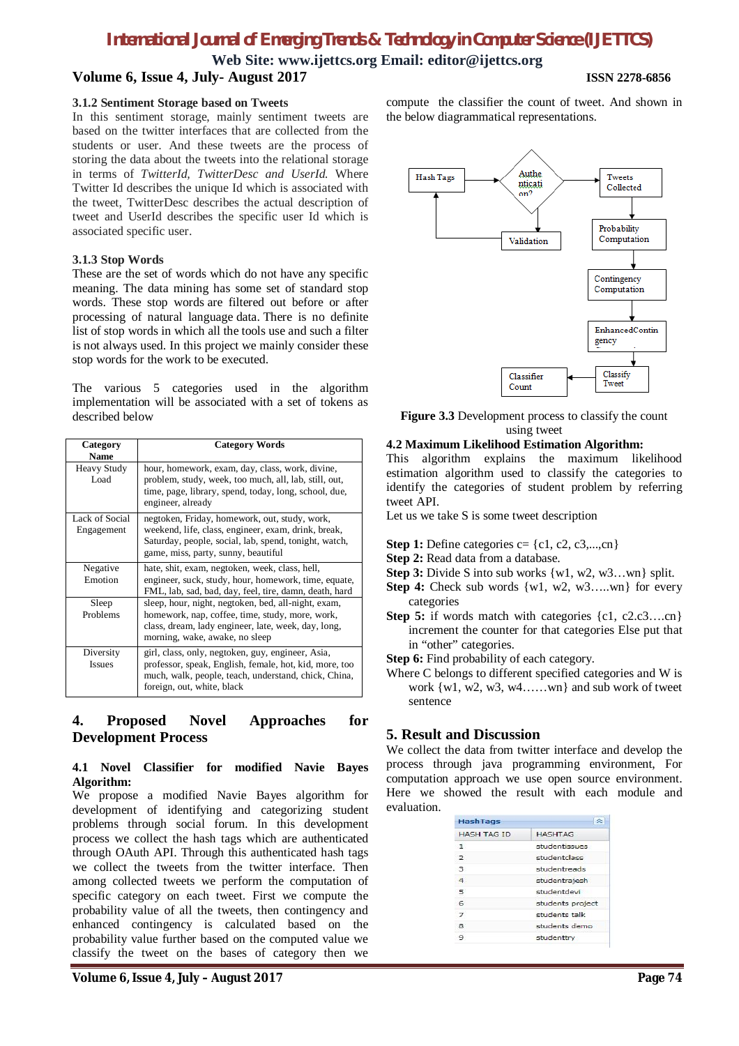### 3.1.2 Sentiment Storage based on Tweets

In this sentiment storage, mainly sentiment tweets are based on the twitter interfaces that are collected from the students or user. And these tweets are the process of storing the data about the tweets into the relational storage in terms of *TwitterId, TwitterDesc and UserId.* Where Twitter Id describes the unique Id which is associated with the tweet, TwitterDesc describes the actual description of tweet and UserId describes the specific user Id which is associated specific user.

### 3.1.3 Stop Words

These are the set of words which do not have any specific meaning. The data mining has some set of standard stop words. These stop words are filtered out before or after processing of natural language data. There is no definite list of stop words in which all the tools use and such a filter is not always used. In this project we mainly consider these stop words for the work to be executed.

The various 5 categories used in the algorithm implementation will be associated with a set of tokens as described below

| Category Name | Category Words |
|---|---|
| Heavy Study Load | hour, homework, exam, day, class, work, divine, problem, study, week, too much, all, lab, still, out, time, page, library, spend, today, long, school, due, engineer, already |
| Lack of Social Engagement | negtoken, Friday, homework, out, study, work, weekend, life, class, engineer, exam, drink, break, Saturday, people, social, lab, spend, tonight, watch, game, miss, party, sunny, beautiful |
| Negative Emotion | hate, shit, exam, negtoken, week, class, hell, engineer, suck, study, hour, homework, time, equate, FML, lab, sad, bad, day, feel, tire, damn, death, hard |
| Sleep Problems | sleep, hour, night, negtoken, bed, all-night, exam, homework, nap, coffee, time, study, more, work, class, dream, day, engineer, late, week, day, long, morning, wake, awake, no sleep |
| Diversity Issues | girl, class, only, negtoken, guy, engineer, Asia, professor, speak, English, female, hot, kid, more, too much, walk, people, teach, understand, chick, China, foreign, out, white, black |

## 4. Proposed Novel Approaches for Development Process

### 4.1 Novel Classifier for modified Navie Bayes Algorithm:

We propose a modified Navie Bayes algorithm for development of identifying and categorizing student problems through social forum. In this development process we collect the hash tags which are authenticated through OAuth API. Through this authenticated hash tags we collect the tweets from the twitter interface. Then among collected tweets we perform the computation of specific category on each tweet. First we compute the probability value of all the tweets, then contingency and enhanced contingency is calculated based on the probability value further based on the computed value we classify the tweet on the bases of category then we compute the classifier the count of tweet. And shown in the below diagrammatical representations.

Hash Tags → Authentication? → Tweets Collected → Probability Computation → Contingency Computation → EnhancedContingency → Classify Tweet → Classifier Count
(Authentication? → Validation → Hash Tags)

**Figure 3.3** Development process to classify the count using tweet

### 4.2 Maximum Likelihood Estimation Algorithm:

This algorithm explains the maximum likelihood estimation algorithm used to classify the categories to identify the categories of student problem by referring tweet API.

Let us we take S is some tweet description

**Step 1:** Define categories c= {c1, c2, c3,...,cn}

**Step 2:** Read data from a database.

**Step 3:** Divide S into sub works {w1, w2, w3…wn} split.

**Step 4:** Check sub words {w1, w2, w3…..wn} for every categories

**Step 5:** if words match with categories {c1, c2.c3….cn} increment the counter for that categories Else put that in "other" categories.

**Step 6:** Find probability of each category.

Where C belongs to different specified categories and W is work {w1, w2, w3, w4……wn} and sub work of tweet sentence

## 5. Result and Discussion

We collect the data from twitter interface and develop the process through java programming environment, For computation approach we use open source environment. Here we showed the result with each module and evaluation.

HashTags

| HASH TAG ID | HASHTAG |
|---|---|
| 1 | studentissues |
| 2 | studentclass |
| 3 | studentreads |
| 4 | studentrajesh |
| 5 | studentdevi |
| 6 | students project |
| 7 | students talk |
| 8 | students demo |
| 9 | studenttry |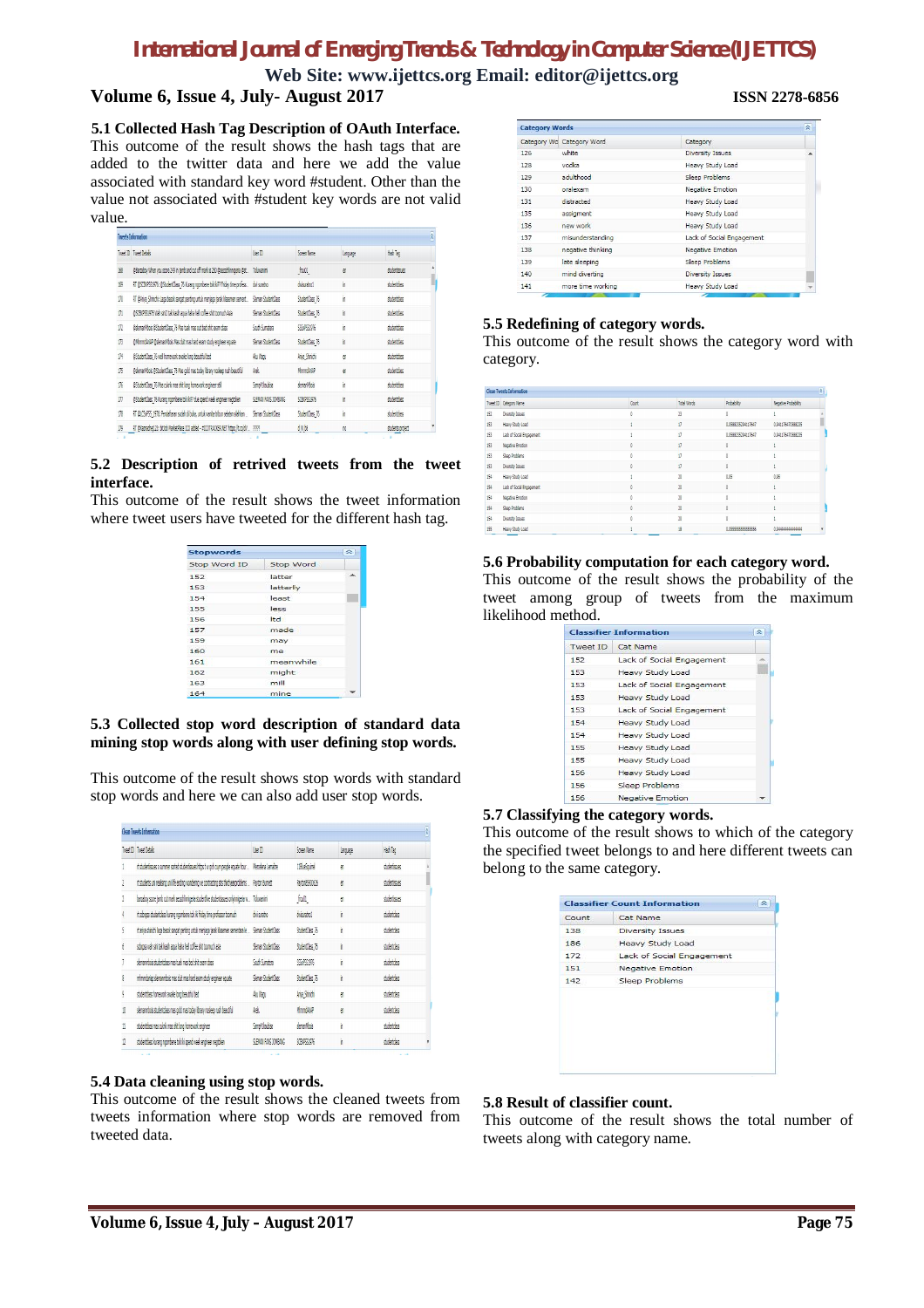### 5.1 Collected Hash Tag Description of OAuth Interface.

This outcome of the result shows the hash tags that are added to the twitter data and here we add the value associated with standard key word #student. Other than the value not associated with #student key words are not valid value.

### 5.2 Description of retrived tweets from the tweet interface.

This outcome of the result shows the tweet information where tweet users have tweeted for the different hash tag.

| Stop Word ID | Stop Word |
|---|---|
| 152 | latter |
| 153 | latterly |
| 154 | least |
| 155 | less |
| 156 | ltd |
| 157 | made |
| 159 | may |
| 160 | me |
| 161 | meanwhile |
| 162 | might |
| 163 | mill |
| 164 | mine |

### 5.3 Collected stop word description of standard data mining stop words along with user defining stop words.

This outcome of the result shows stop words with standard stop words and here we can also add user stop words.

### 5.4 Data cleaning using stop words.

This outcome of the result shows the cleaned tweets from tweets information where stop words are removed from tweeted data.

| Category Word ID | Category Word | Category |
|---|---|---|
| 126 | white | Diversity Issues |
| 128 | vodka | Heavy Study Load |
| 129 | adulthood | Sleep Problems |
| 130 | oralexam | Negative Emotion |
| 131 | distracted | Heavy Study Load |
| 135 | assigment | Heavy Study Load |
| 136 | new work | Heavy Study Load |
| 137 | misunderstanding | Lack of Social Engagement |
| 138 | negative thinking | Negative Emotion |
| 139 | late sleeping | Sleep Problems |
| 140 | mind diverting | Diversity Issues |
| 141 | more time working | Heavy Study Load |

### 5.5 Redefining of category words.

This outcome of the result shows the category word with category.

### 5.6 Probability computation for each category word.

This outcome of the result shows the probability of the tweet among group of tweets from the maximum likelihood method.

| Tweet ID | Cat Name |
|---|---|
| 152 | Lack of Social Engagement |
| 153 | Heavy Study Load |
| 153 | Lack of Social Engagement |
| 153 | Heavy Study Load |
| 153 | Lack of Social Engagement |
| 154 | Heavy Study Load |
| 154 | Heavy Study Load |
| 155 | Heavy Study Load |
| 155 | Heavy Study Load |
| 156 | Heavy Study Load |
| 156 | Sleep Problems |
| 156 | Negative Emotion |

### 5.7 Classifying the category words.

This outcome of the result shows to which of the category the specified tweet belongs to and here different tweets can belong to the same category.

| Count | Cat Name |
|---|---|
| 138 | Diversity Issues |
| 186 | Heavy Study Load |
| 172 | Lack of Social Engagement |
| 151 | Negative Emotion |
| 142 | Sleep Problems |

### 5.8 Result of classifier count.

This outcome of the result shows the total number of tweets along with category name.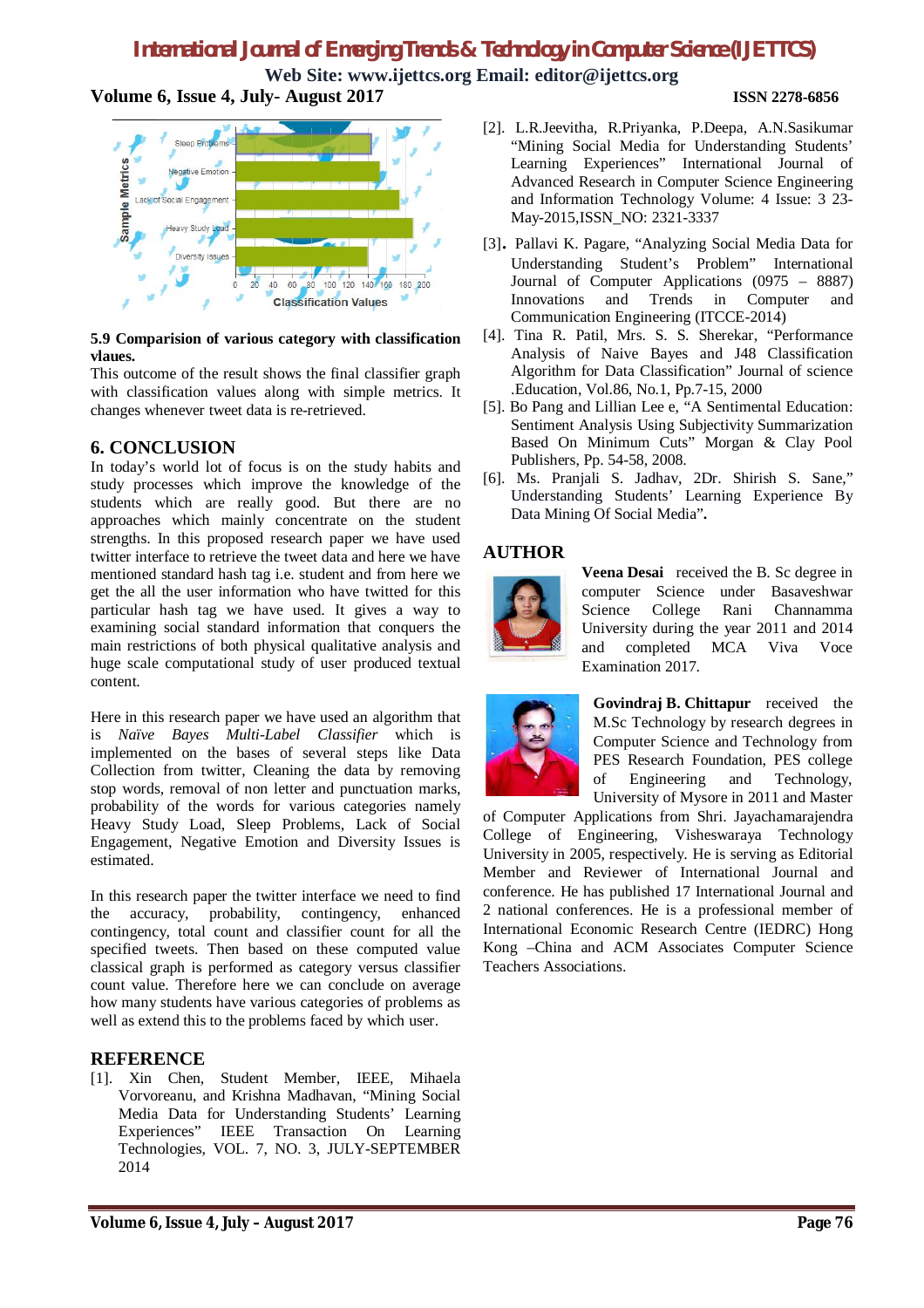Sleep Problems
Negative Emotion
Lack of Social Engagement
Heavy Study Load
Diversity Issues

Sample Metrics

0 20 40 60 80 100 120 140 160 180 200

Classification Values

### 5.9 Comparision of various category with classification vlaues.

This outcome of the result shows the final classifier graph with classification values along with simple metrics. It changes whenever tweet data is re-retrieved.

## 6. CONCLUSION

In today's world lot of focus is on the study habits and study processes which improve the knowledge of the students which are really good. But there are no approaches which mainly concentrate on the student strengths. In this proposed research paper we have used twitter interface to retrieve the tweet data and here we have mentioned standard hash tag i.e. student and from here we get the all the user information who have twitted for this particular hash tag we have used. It gives a way to examining social standard information that conquers the main restrictions of both physical qualitative analysis and huge scale computational study of user produced textual content.

Here in this research paper we have used an algorithm that is *Naïve Bayes Multi-Label Classifier* which is implemented on the bases of several steps like Data Collection from twitter, Cleaning the data by removing stop words, removal of non letter and punctuation marks, probability of the words for various categories namely Heavy Study Load, Sleep Problems, Lack of Social Engagement, Negative Emotion and Diversity Issues is estimated.

In this research paper the twitter interface we need to find the accuracy, probability, contingency, enhanced contingency, total count and classifier count for all the specified tweets. Then based on these computed value classical graph is performed as category versus classifier count value. Therefore here we can conclude on average how many students have various categories of problems as well as extend this to the problems faced by which user.

## REFERENCE

[1]. Xin Chen, Student Member, IEEE, Mihaela Vorvoreanu, and Krishna Madhavan, "Mining Social Media Data for Understanding Students' Learning Experiences" IEEE Transaction On Learning Technologies, VOL. 7, NO. 3, JULY-SEPTEMBER 2014

[2]. L.R.Jeevitha, R.Priyanka, P.Deepa, A.N.Sasikumar "Mining Social Media for Understanding Students' Learning Experiences" International Journal of Advanced Research in Computer Science Engineering and Information Technology Volume: 4 Issue: 3 23-May-2015,ISSN_NO: 2321-3337

[3]**.** Pallavi K. Pagare, "Analyzing Social Media Data for Understanding Student's Problem" International Journal of Computer Applications (0975 – 8887) Innovations and Trends in Computer and Communication Engineering (ITCCE-2014)

[4]. Tina R. Patil, Mrs. S. S. Sherekar, "Performance Analysis of Naive Bayes and J48 Classification Algorithm for Data Classification" Journal of science .Education, Vol.86, No.1, Pp.7-15, 2000

[5]. Bo Pang and Lillian Lee e, "A Sentimental Education: Sentiment Analysis Using Subjectivity Summarization Based On Minimum Cuts" Morgan & Clay Pool Publishers, Pp. 54-58, 2008.

[6]. Ms. Pranjali S. Jadhav, 2Dr. Shirish S. Sane," Understanding Students' Learning Experience By Data Mining Of Social Media"**.**

## AUTHOR

**Veena Desai** received the B. Sc degree in computer Science under Basaveshwar Science College Rani Channamma University during the year 2011 and 2014 and completed MCA Viva Voce Examination 2017.

**Govindraj B. Chittapur** received the M.Sc Technology by research degrees in Computer Science and Technology from PES Research Foundation, PES college of Engineering and Technology, University of Mysore in 2011 and Master of Computer Applications from Shri. Jayachamarajendra College of Engineering, Visheswaraya Technology University in 2005, respectively. He is serving as Editorial Member and Reviewer of International Journal and conference. He has published 17 International Journal and 2 national conferences. He is a professional member of International Economic Research Centre (IEDRC) Hong Kong –China and ACM Associates Computer Science Teachers Associations.